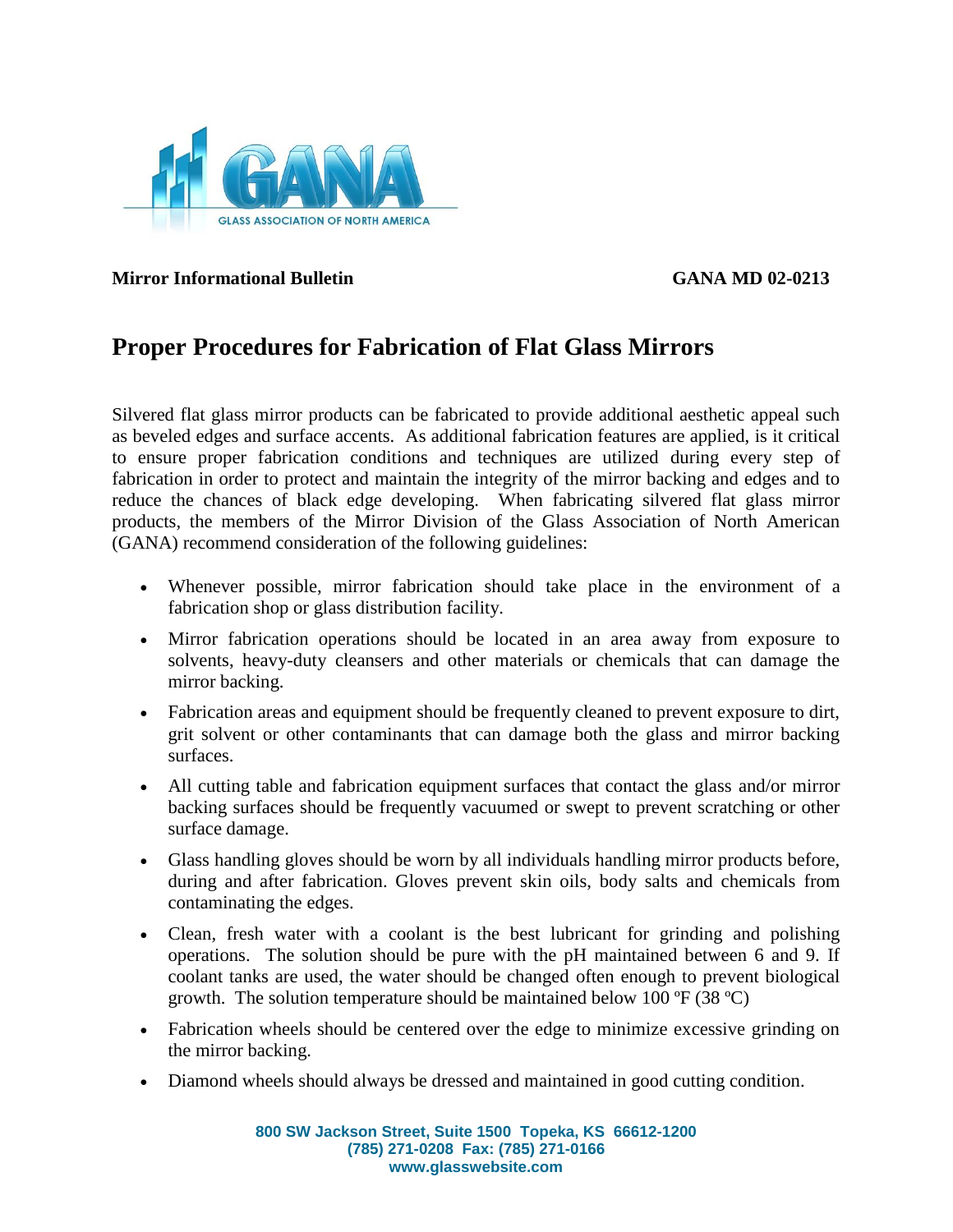Mirror Informational Bulletin **GANA MD 02-0213**

# Proper Procedures for Fabrication of Flat Glass Mirrors

Silvered flat glass mirror products can be fabricated to provide additional aesthetic appeal such as beveled edges and surface accents. As additional fabrication features are applied, is it critical to ensure proper fabrication conditions and techniques are utilized during every step of fabrication in order to protect and maintain the integrity of the mirror backing and edges and to reduce the chances of black edge developing. When fabricating silvered flat glass mirror products, the members of the Mirror Division of the Glass Association of North American (GANA) recommend consideration of the following guidelines:

- Whenever possible, mirror fabrication should take place in the environment of a fabrication shop or glass distribution facility.
- Mirror fabrication operations should be located in an area away from exposure to solvents, heavy-duty cleansers and other materials or chemicals that can damage the mirror backing.
- Fabrication areas and equipment should be frequently cleaned to prevent exposure to dirt, grit solvent or other contaminants that can damage both the glass and mirror backing surfaces.
- All cutting table and fabrication equipment surfaces that contact the glass and/or mirror backing surfaces should be frequently vacuumed or swept to prevent scratching or other surface damage.
- Glass handling gloves should be worn by all individuals handling mirror products before, during and after fabrication. Gloves prevent skin oils, body salts and chemicals from contaminating the edges.
- Clean, fresh water with a coolant is the best lubricant for grinding and polishing operations. The solution should be pure with the pH maintained between 6 and 9. If coolant tanks are used, the water should be changed often enough to prevent biological growth. The solution temperature should be maintained below 100 ºF (38 ºC)
- Fabrication wheels should be centered over the edge to minimize excessive grinding on the mirror backing.
- Diamond wheels should always be dressed and maintained in good cutting condition.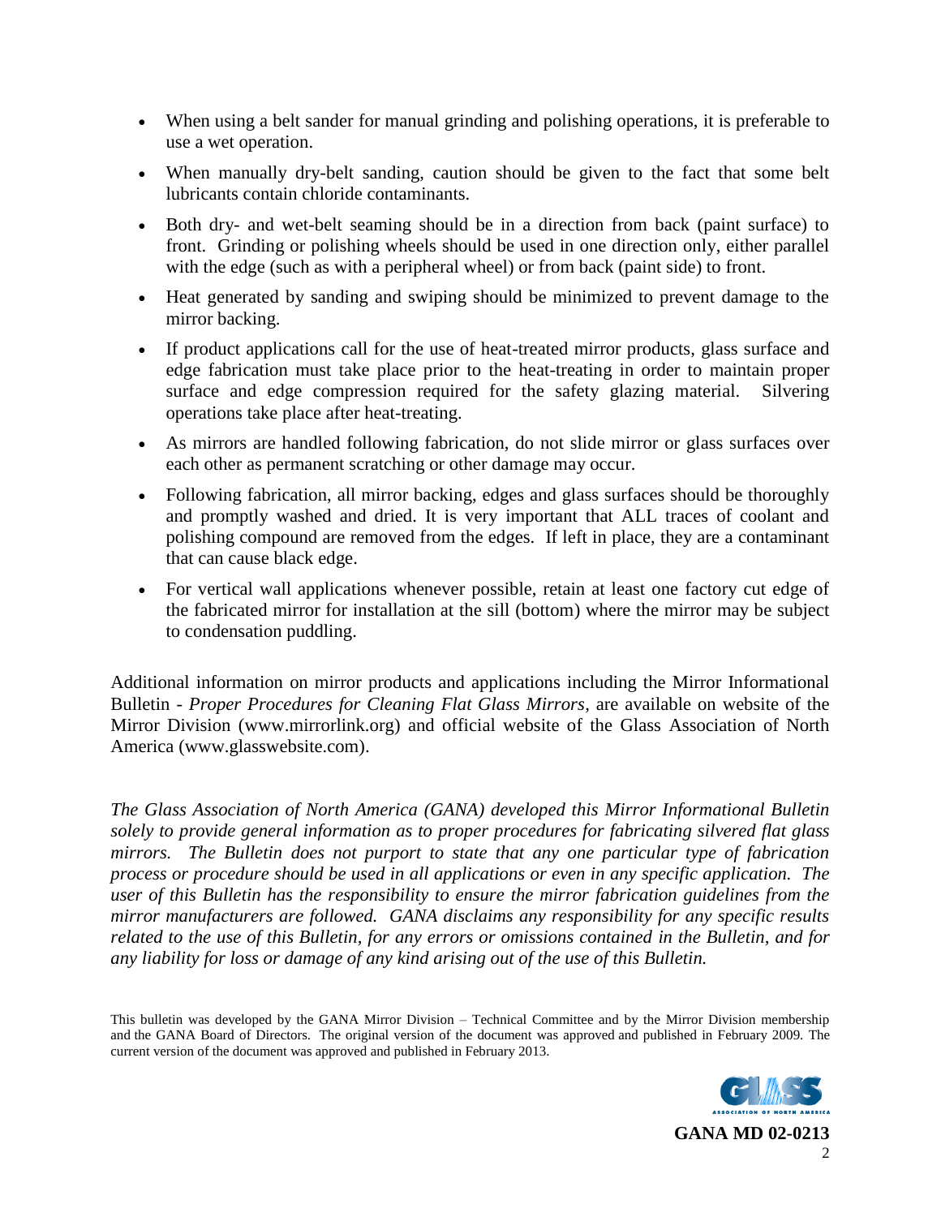- When using a belt sander for manual grinding and polishing operations, it is preferable to use a wet operation.
- When manually dry-belt sanding, caution should be given to the fact that some belt lubricants contain chloride contaminants.
- Both dry- and wet-belt seaming should be in a direction from back (paint surface) to front. Grinding or polishing wheels should be used in one direction only, either parallel with the edge (such as with a peripheral wheel) or from back (paint side) to front.
- Heat generated by sanding and swiping should be minimized to prevent damage to the mirror backing.
- If product applications call for the use of heat-treated mirror products, glass surface and edge fabrication must take place prior to the heat-treating in order to maintain proper surface and edge compression required for the safety glazing material. Silvering operations take place after heat-treating.
- As mirrors are handled following fabrication, do not slide mirror or glass surfaces over each other as permanent scratching or other damage may occur.
- Following fabrication, all mirror backing, edges and glass surfaces should be thoroughly and promptly washed and dried. It is very important that ALL traces of coolant and polishing compound are removed from the edges. If left in place, they are a contaminant that can cause black edge.
- For vertical wall applications whenever possible, retain at least one factory cut edge of the fabricated mirror for installation at the sill (bottom) where the mirror may be subject to condensation puddling.

Additional information on mirror products and applications including the Mirror Informational Bulletin - *Proper Procedures for Cleaning Flat Glass Mirrors*, are available on website of the Mirror Division (www.mirrorlink.org) and official website of the Glass Association of North America (www.glasswebsite.com).

*The Glass Association of North America (GANA) developed this Mirror Informational Bulletin solely to provide general information as to proper procedures for fabricating silvered flat glass mirrors. The Bulletin does not purport to state that any one particular type of fabrication process or procedure should be used in all applications or even in any specific application. The user of this Bulletin has the responsibility to ensure the mirror fabrication guidelines from the mirror manufacturers are followed. GANA disclaims any responsibility for any specific results related to the use of this Bulletin, for any errors or omissions contained in the Bulletin, and for any liability for loss or damage of any kind arising out of the use of this Bulletin.*

This bulletin was developed by the GANA Mirror Division – Technical Committee and by the Mirror Division membership and the GANA Board of Directors. The original version of the document was approved and published in February 2009. The current version of the document was approved and published in February 2013.

**GANA MD 02-0213**